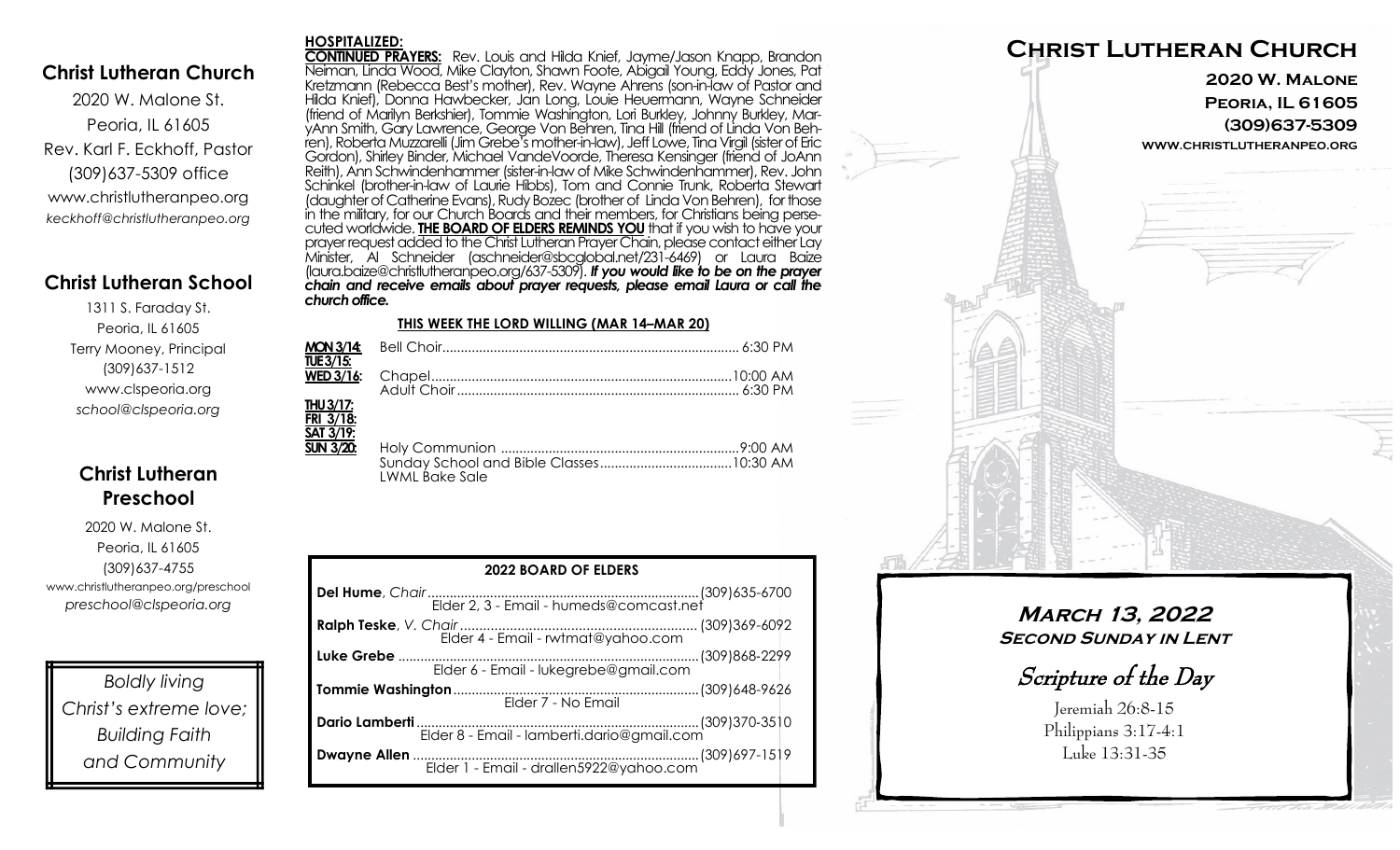## Christ Lutheran Church

2020 W. Malone St.
Peoria, IL 61605
Rev. Karl F. Eckhoff, Pastor
(309)637-5309 office
www.christlutheranpeo.org
*keckhoff@christlutheranpeo.org*

## Christ Lutheran School

1311 S. Faraday St.
Peoria, IL 61605
Terry Mooney, Principal
(309)637-1512
www.clspeoria.org
*school@clspeoria.org*

## Christ Lutheran Preschool

2020 W. Malone St.
Peoria, IL 61605
(309)637-4755
www.christlutheranpeo.org/preschool
*preschool@clspeoria.org*

*Boldly living Christ's extreme love; Building Faith and Community*

**HOSPITALIZED:**

**CONTINUED PRAYERS:** Rev. Louis and Hilda Knief, Jayme/Jason Knapp, Brandon Neiman, Linda Wood, Mike Clayton, Shawn Foote, Abigail Young, Eddy Jones, Pat Kretzmann (Rebecca Best's mother), Rev. Wayne Ahrens (son-in-law of Pastor and Hilda Knief), Donna Hawbecker, Jan Long, Louie Heuermann, Wayne Schneider (friend of Marilyn Berkshier), Tommie Washington, Lori Burkley, Johnny Burkley, MaryAnn Smith, Gary Lawrence, George Von Behren, Tina Hill (friend of Linda Von Behren), Roberta Muzzarelli (Jim Grebe's mother-in-law), Jeff Lowe, Tina Virgil (sister of Eric Gordon), Shirley Binder, Michael VandeVoorde, Theresa Kensinger (friend of JoAnn Reith), Ann Schwindenhammer (sister-in-law of Mike Schwindenhammer), Rev. John Schinkel (brother-in-law of Laurie Hibbs), Tom and Connie Trunk, Roberta Stewart (daughter of Catherine Evans), Rudy Bozec (brother of Linda Von Behren), for those in the military, for our Church Boards and their members, for Christians being persecuted worldwide. **THE BOARD OF ELDERS REMINDS YOU** that if you wish to have your prayer request added to the Christ Lutheran Prayer Chain, please contact either Lay Minister, Al Schneider (aschneider@sbcglobal.net/231-6469) or Laura Baize (laura.baize@christlutheranpeo.org/637-5309). ***If you would like to be on the prayer chain and receive emails about prayer requests, please email Laura or call the church office.***

**THIS WEEK THE LORD WILLING (MAR 14–MAR 20)**

| | | |
|---|---|---|
| **MON 3/14:** | Bell Choir | 6:30 PM |
| **TUE 3/15:** | | |
| **WED 3/16:** | Chapel | 10:00 AM |
| | Adult Choir | 6:30 PM |
| **THU 3/17:** | | |
| **FRI 3/18:** | | |
| **SAT 3/19:** | | |
| **SUN 3/20:** | Holy Communion | 9:00 AM |
| | Sunday School and Bible Classes | 10:30 AM |
| | LWML Bake Sale | |

**2022 BOARD OF ELDERS**

| Name | Phone |
|---|---|
| **Del Hume**, *Chair* — Elder 2, 3 - Email - humeds@comcast.net | (309)635-6700 |
| **Ralph Teske**, *V. Chair* — Elder 4 - Email - rwtmat@yahoo.com | (309)369-6092 |
| **Luke Grebe** — Elder 6 - Email - lukegrebe@gmail.com | (309)868-2299 |
| **Tommie Washington** — Elder 7 - No Email | (309)648-9626 |
| **Dario Lamberti** — Elder 8 - Email - lamberti.dario@gmail.com | (309)370-3510 |
| **Dwayne Allen** — Elder 1 - Email - drallen5922@yahoo.com | (309)697-1519 |

# Christ Lutheran Church

**2020 W. Malone**
**Peoria, IL 61605**
**(309)637-5309**
**www.christlutheranpeo.org**

## March 13, 2022
### Second Sunday in Lent

## Scripture of the Day

Jeremiah 26:8-15
Philippians 3:17-4:1
Luke 13:31-35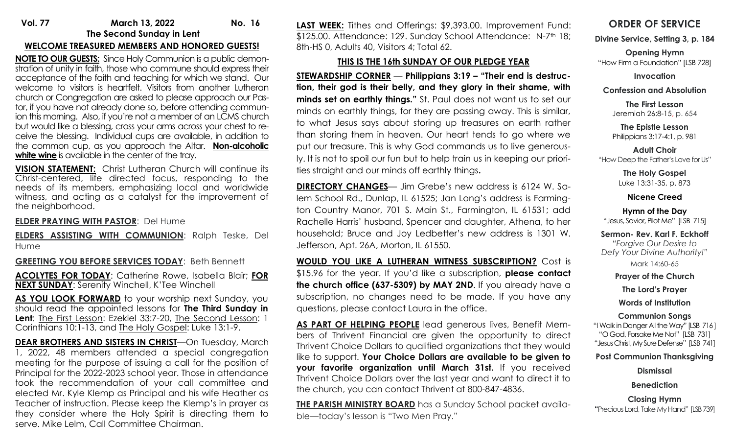**Vol. 77** **March 13, 2022** **No. 16**

**The Second Sunday in Lent**

## WELCOME TREASURED MEMBERS AND HONORED GUESTS!

**NOTE TO OUR GUESTS:** Since Holy Communion is a public demonstration of unity in faith, those who commune should express their acceptance of the faith and teaching for which we stand. Our welcome to visitors is heartfelt. Visitors from another Lutheran church or Congregation are asked to please approach our Pastor, if you have not already done so, before attending communion this morning. Also, if you're not a member of an LCMS church but would like a blessing, cross your arms across your chest to receive the blessing. Individual cups are available, in addition to the common cup, as you approach the Altar. **Non-alcoholic white wine** is available in the center of the tray.

**VISION STATEMENT:** Christ Lutheran Church will continue its Christ-centered, life directed focus, responding to the needs of its members, emphasizing local and worldwide witness, and acting as a catalyst for the improvement of the neighborhood.

**ELDER PRAYING WITH PASTOR**: Del Hume

**ELDERS ASSISTING WITH COMMUNION**: Ralph Teske, Del Hume

**GREETING YOU BEFORE SERVICES TODAY**: Beth Bennett

**ACOLYTES FOR TODAY**: Catherine Rowe, Isabella Blair; **FOR NEXT SUNDAY**: Serenity Winchell, K'Tee Winchell

**AS YOU LOOK FORWARD** to your worship next Sunday, you should read the appointed lessons for **The Third Sunday in Lent**: The First Lesson: Ezekiel 33:7-20, The Second Lesson: 1 Corinthians 10:1-13, and The Holy Gospel: Luke 13:1-9.

**DEAR BROTHERS AND SISTERS IN CHRIST**—On Tuesday, March 1, 2022, 48 members attended a special congregation meeting for the purpose of issuing a call for the position of Principal for the 2022-2023 school year. Those in attendance took the recommendation of your call committee and elected Mr. Kyle Klemp as Principal and his wife Heather as Teacher of instruction. Please keep the Klemp's in prayer as they consider where the Holy Spirit is directing them to serve. Mike Lelm, Call Committee Chairman.

**LAST WEEK:** Tithes and Offerings: $9,393.00. Improvement Fund: $125.00. Attendance: 129. Sunday School Attendance: N-7th 18; 8th-HS 0, Adults 40, Visitors 4; Total 62.

**THIS IS THE 16th SUNDAY OF OUR PLEDGE YEAR**

**STEWARDSHIP CORNER** — **Philippians 3:19 – "Their end is destruction, their god is their belly, and they glory in their shame, with minds set on earthly things."** St. Paul does not want us to set our minds on earthly things, for they are passing away. This is similar, to what Jesus says about storing up treasures on earth rather than storing them in heaven. Our heart tends to go where we put our treasure. This is why God commands us to live generously. It is not to spoil our fun but to help train us in keeping our priorities straight and our minds off earthly things**.**

**DIRECTORY CHANGES**— Jim Grebe's new address is 6124 W. Salem School Rd., Dunlap, IL 61525; Jan Long's address is Farmington Country Manor, 701 S. Main St., Farmington, IL 61531; add Rachelle Harris' husband, Spencer and daughter, Athena, to her household; Bruce and Joy Ledbetter's new address is 1301 W. Jefferson, Apt. 26A, Morton, IL 61550.

**WOULD YOU LIKE A LUTHERAN WITNESS SUBSCRIPTION?** Cost is $15.96 for the year. If you'd like a subscription, **please contact the church office (637-5309) by MAY 2ND**. If you already have a subscription, no changes need to be made. If you have any questions, please contact Laura in the office.

**AS PART OF HELPING PEOPLE** lead generous lives, Benefit Members of Thrivent Financial are given the opportunity to direct Thrivent Choice Dollars to qualified organizations that they would like to support. **Your Choice Dollars are available to be given to your favorite organization until March 31st.** If you received Thrivent Choice Dollars over the last year and want to direct it to the church, you can contact Thrivent at 800-847-4836.

**THE PARISH MINISTRY BOARD** has a Sunday School packet available—today's lesson is "Two Men Pray."

## ORDER OF SERVICE

**Divine Service, Setting 3, p. 184**

**Opening Hymn**
"How Firm a Foundation" [LSB 728]

**Invocation**

**Confession and Absolution**

**The First Lesson**
Jeremiah 26:8-15, p. 654

**The Epistle Lesson**
Philippians 3:17-4:1, p. 981

**Adult Choir**
"How Deep the Father's Love for Us"

**The Holy Gospel**
Luke 13:31-35, p. 873

**Nicene Creed**

**Hymn of the Day**
"Jesus, Savior, Pilot Me" [LSB 715]

**Sermon- Rev. Karl F. Eckhoff**
*"Forgive Our Desire to Defy Your Divine Authority!"*
Mark 14:60-65

**Prayer of the Church**

**The Lord's Prayer**

**Words of Institution**

**Communion Songs**
"I Walk in Danger All the Way" [LSB 716]
"O God, Forsake Me Not" [LSB 731]
"Jesus Christ, My Sure Defense" [LSB 741]

**Post Communion Thanksgiving**

**Dismissal**

**Benediction**

**Closing Hymn**
"Precious Lord, Take My Hand" [LSB 739]